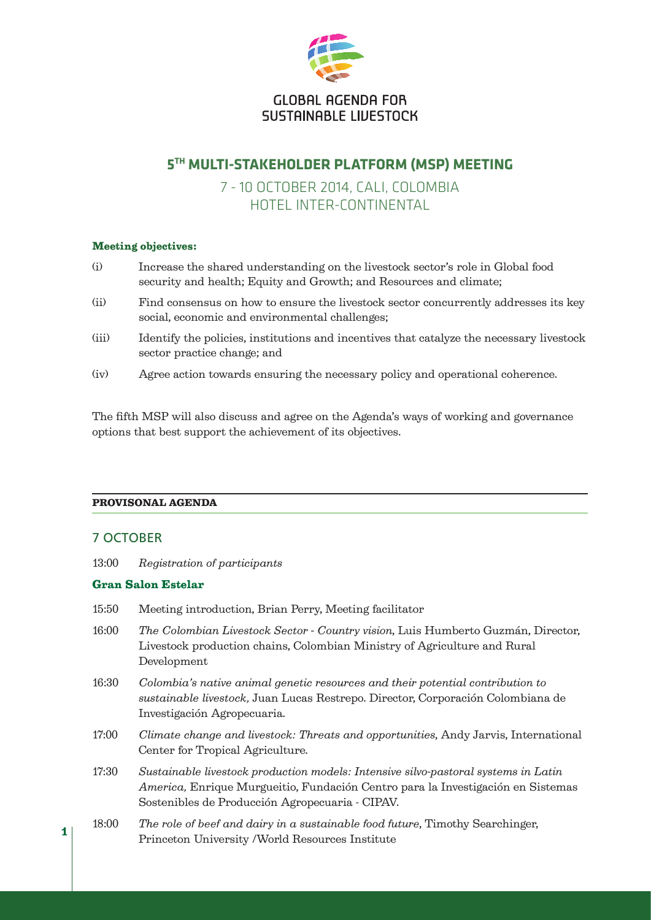GLOBAL AGENDA FOR SUSTAINABLE LIVESTOCK

# 5TH MULTI-STAKEHOLDER PLATFORM (MSP) MEETING

## 7 - 10 OCTOBER 2014, CALI, COLOMBIA
## HOTEL INTER-CONTINENTAL

**Meeting objectives:**

(i) Increase the shared understanding on the livestock sector's role in Global food security and health; Equity and Growth; and Resources and climate;

(ii) Find consensus on how to ensure the livestock sector concurrently addresses its key social, economic and environmental challenges;

(iii) Identify the policies, institutions and incentives that catalyze the necessary livestock sector practice change; and

(iv) Agree action towards ensuring the necessary policy and operational coherence.

The fifth MSP will also discuss and agree on the Agenda's ways of working and governance options that best support the achievement of its objectives.

**PROVISONAL AGENDA**

## 7 OCTOBER

13:00 *Registration of participants*

**Gran Salon Estelar**

15:50 Meeting introduction, Brian Perry, Meeting facilitator

16:00 *The Colombian Livestock Sector - Country vision*, Luis Humberto Guzmán, Director, Livestock production chains, Colombian Ministry of Agriculture and Rural Development

16:30 *Colombia's native animal genetic resources and their potential contribution to sustainable livestock,* Juan Lucas Restrepo. Director, Corporación Colombiana de Investigación Agropecuaria.

17:00 *Climate change and livestock: Threats and opportunities*, Andy Jarvis, International Center for Tropical Agriculture.

17:30 *Sustainable livestock production models: Intensive silvo-pastoral systems in Latin America,* Enrique Murgueitio, Fundación Centro para la Investigación en Sistemas Sostenibles de Producción Agropecuaria - CIPAV.

18:00 *The role of beef and dairy in a sustainable food future*, Timothy Searchinger, Princeton University /World Resources Institute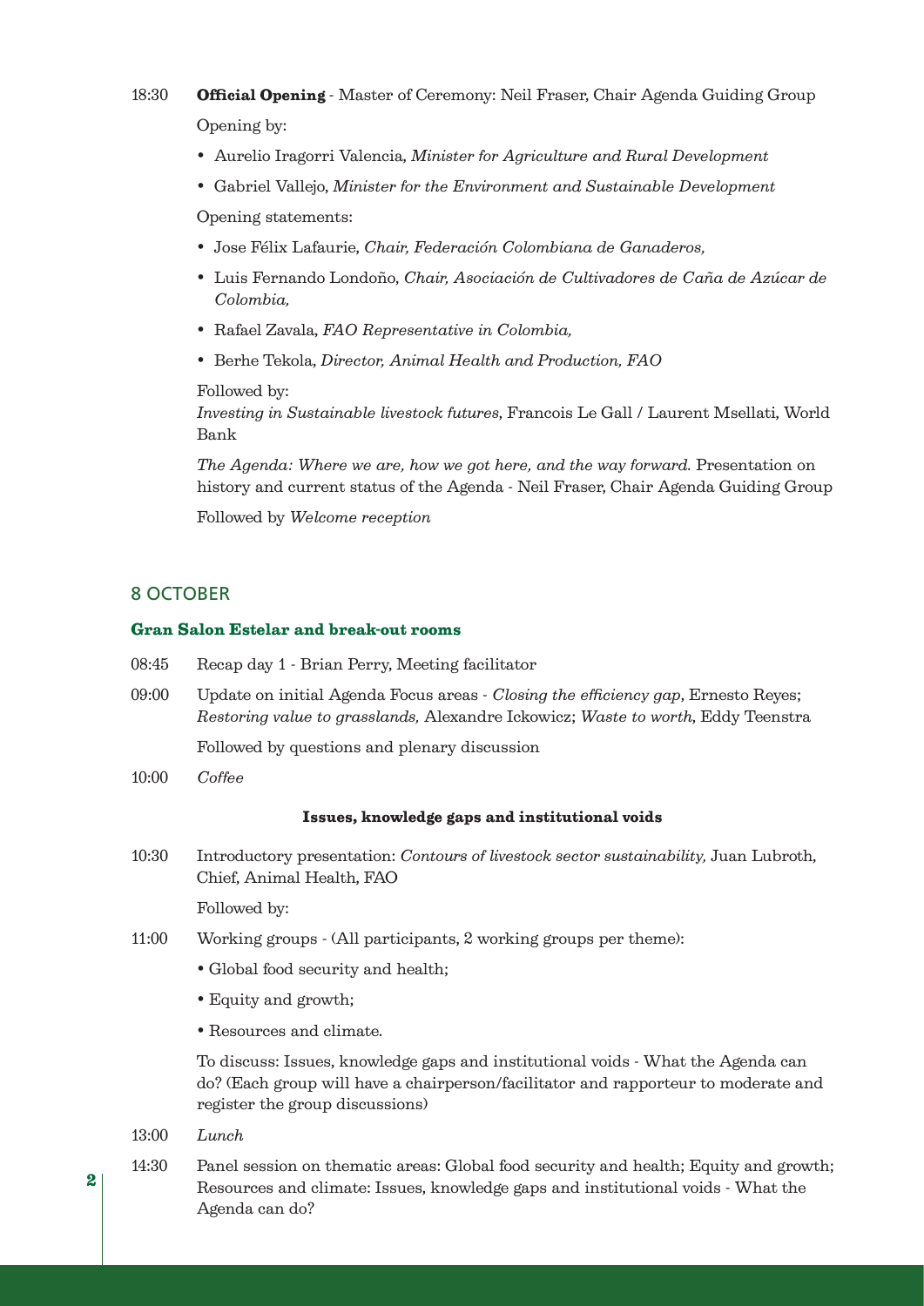18:30 **Official Opening** - Master of Ceremony: Neil Fraser, Chair Agenda Guiding Group

Opening by:

- Aurelio Iragorri Valencia, *Minister for Agriculture and Rural Development*
- Gabriel Vallejo, *Minister for the Environment and Sustainable Development*

Opening statements:

- Jose Félix Lafaurie, *Chair, Federación Colombiana de Ganaderos,*
- Luis Fernando Londoño, *Chair, Asociación de Cultivadores de Caña de Azúcar de Colombia,*
- Rafael Zavala, *FAO Representative in Colombia,*
- Berhe Tekola, *Director, Animal Health and Production, FAO*

Followed by:
*Investing in Sustainable livestock futures*, Francois Le Gall / Laurent Msellati, World Bank

*The Agenda: Where we are, how we got here, and the way forward.* Presentation on history and current status of the Agenda - Neil Fraser, Chair Agenda Guiding Group

Followed by *Welcome reception*

## 8 OCTOBER

### Gran Salon Estelar and break-out rooms

08:45 Recap day 1 - Brian Perry, Meeting facilitator

09:00 Update on initial Agenda Focus areas - *Closing the efficiency gap*, Ernesto Reyes; *Restoring value to grasslands,* Alexandre Ickowicz; *Waste to worth*, Eddy Teenstra

Followed by questions and plenary discussion

10:00 *Coffee*

**Issues, knowledge gaps and institutional voids**

10:30 Introductory presentation: *Contours of livestock sector sustainability,* Juan Lubroth, Chief, Animal Health, FAO

Followed by:

11:00 Working groups - (All participants, 2 working groups per theme):

- Global food security and health;
- Equity and growth;
- Resources and climate.

To discuss: Issues, knowledge gaps and institutional voids - What the Agenda can do? (Each group will have a chairperson/facilitator and rapporteur to moderate and register the group discussions)

13:00 *Lunch*

14:30 Panel session on thematic areas: Global food security and health; Equity and growth; Resources and climate: Issues, knowledge gaps and institutional voids - What the Agenda can do?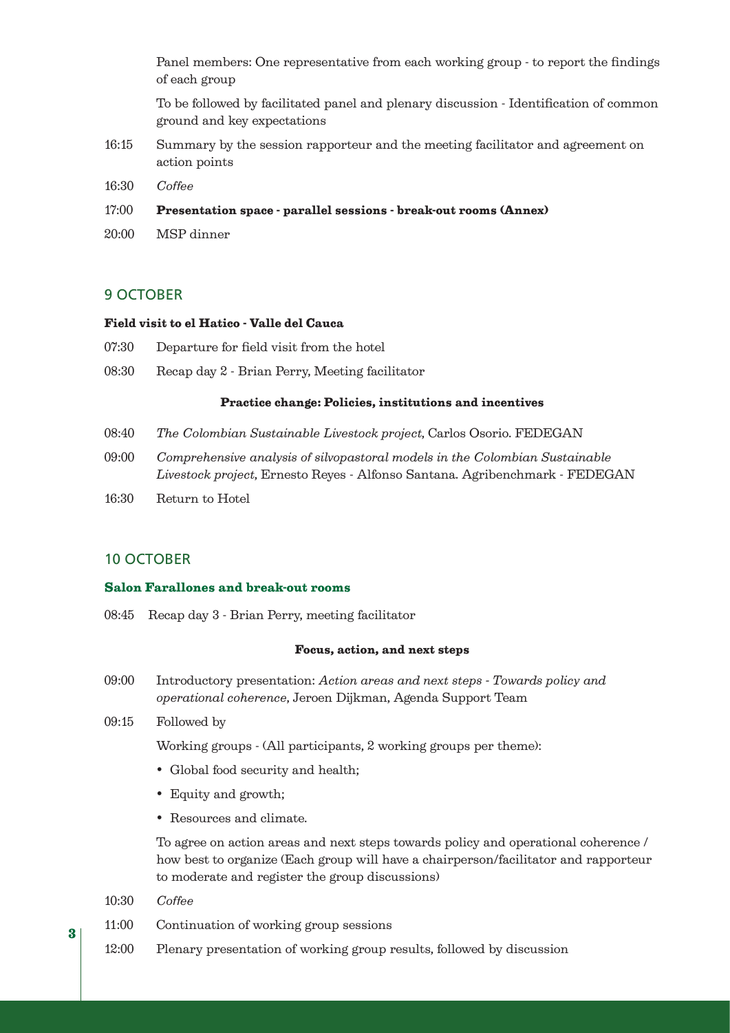Panel members: One representative from each working group - to report the findings of each group

To be followed by facilitated panel and plenary discussion - Identification of common ground and key expectations

16:15 Summary by the session rapporteur and the meeting facilitator and agreement on action points

16:30 *Coffee*

17:00 **Presentation space - parallel sessions - break-out rooms (Annex)**

20:00 MSP dinner

## 9 OCTOBER

**Field visit to el Hatico - Valle del Cauca**

07:30 Departure for field visit from the hotel

08:30 Recap day 2 - Brian Perry, Meeting facilitator

**Practice change: Policies, institutions and incentives**

08:40 *The Colombian Sustainable Livestock project,* Carlos Osorio. FEDEGAN

09:00 *Comprehensive analysis of silvopastoral models in the Colombian Sustainable Livestock project,* Ernesto Reyes - Alfonso Santana. Agribenchmark - FEDEGAN

16:30 Return to Hotel

## 10 OCTOBER

**Salon Farallones and break-out rooms**

08:45 Recap day 3 - Brian Perry, meeting facilitator

**Focus, action, and next steps**

09:00 Introductory presentation: *Action areas and next steps - Towards policy and operational coherence,* Jeroen Dijkman, Agenda Support Team

09:15 Followed by

Working groups - (All participants, 2 working groups per theme):

- Global food security and health;
- Equity and growth;
- Resources and climate.

To agree on action areas and next steps towards policy and operational coherence / how best to organize (Each group will have a chairperson/facilitator and rapporteur to moderate and register the group discussions)

10:30 *Coffee*

11:00 Continuation of working group sessions

12:00 Plenary presentation of working group results, followed by discussion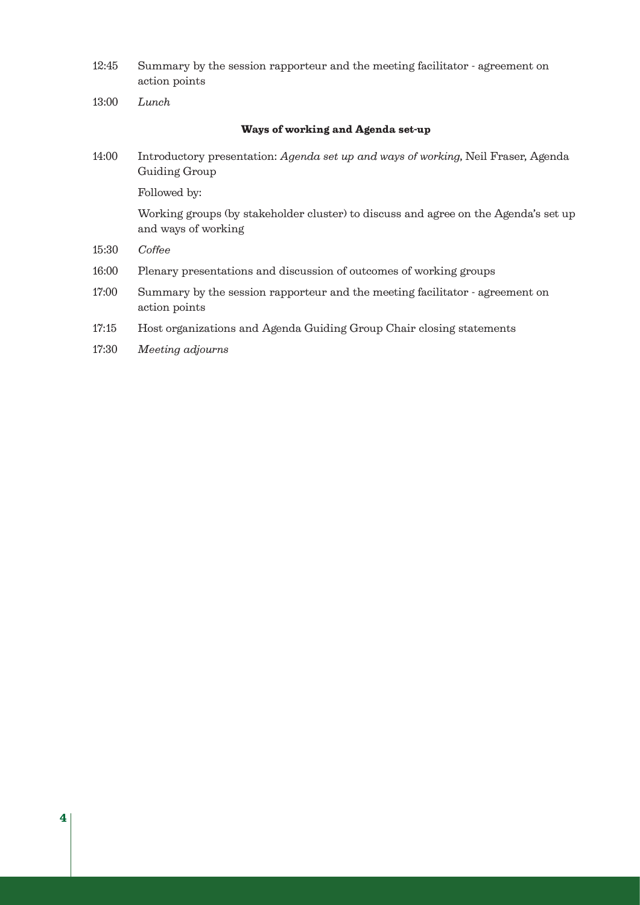12:45 Summary by the session rapporteur and the meeting facilitator - agreement on action points

13:00 *Lunch*

**Ways of working and Agenda set-up**

14:00 Introductory presentation: *Agenda set up and ways of working*, Neil Fraser, Agenda Guiding Group

Followed by:

Working groups (by stakeholder cluster) to discuss and agree on the Agenda's set up and ways of working

15:30 *Coffee*

16:00 Plenary presentations and discussion of outcomes of working groups

17:00 Summary by the session rapporteur and the meeting facilitator - agreement on action points

17:15 Host organizations and Agenda Guiding Group Chair closing statements

17:30 *Meeting adjourns*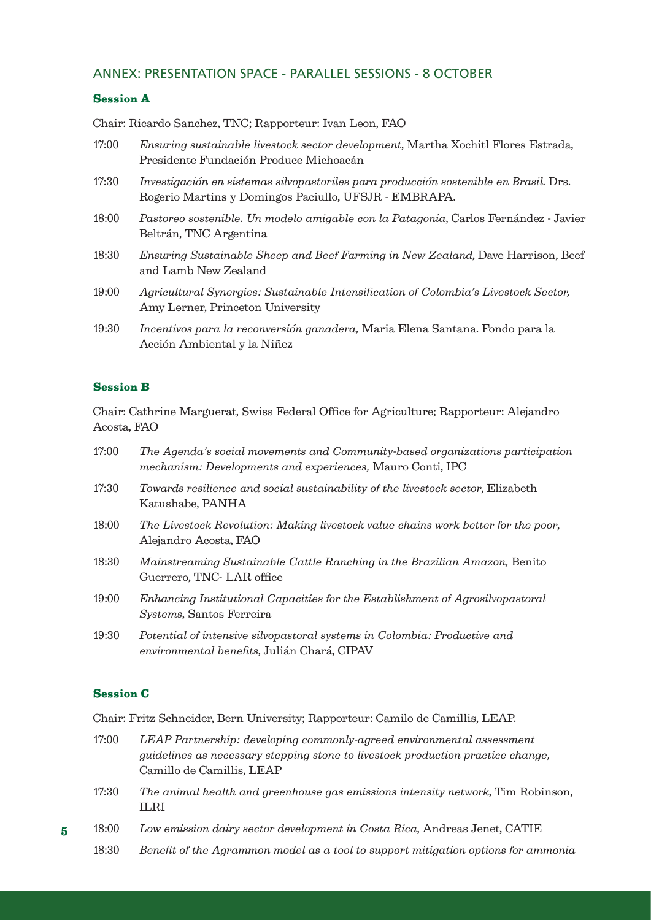## ANNEX: PRESENTATION SPACE - PARALLEL SESSIONS - 8 OCTOBER

### Session A

Chair: Ricardo Sanchez, TNC; Rapporteur: Ivan Leon, FAO

- 17:00 *Ensuring sustainable livestock sector development*, Martha Xochitl Flores Estrada, Presidente Fundación Produce Michoacán
- 17:30 *Investigación en sistemas silvopastoriles para producción sostenible en Brasil*. Drs. Rogerio Martins y Domingos Paciullo, UFSJR - EMBRAPA.
- 18:00 *Pastoreo sostenible. Un modelo amigable con la Patagonia*, Carlos Fernández - Javier Beltrán, TNC Argentina
- 18:30 *Ensuring Sustainable Sheep and Beef Farming in New Zealand*, Dave Harrison, Beef and Lamb New Zealand
- 19:00 *Agricultural Synergies: Sustainable Intensification of Colombia's Livestock Sector,* Amy Lerner, Princeton University
- 19:30 *Incentivos para la reconversión ganadera,* Maria Elena Santana. Fondo para la Acción Ambiental y la Niñez

### Session B

Chair: Cathrine Marguerat, Swiss Federal Office for Agriculture; Rapporteur: Alejandro Acosta, FAO

- 17:00 *The Agenda's social movements and Community-based organizations participation mechanism: Developments and experiences,* Mauro Conti, IPC
- 17:30 *Towards resilience and social sustainability of the livestock sector*, Elizabeth Katushabe, PANHA
- 18:00 *The Livestock Revolution: Making livestock value chains work better for the poor*, Alejandro Acosta, FAO
- 18:30 *Mainstreaming Sustainable Cattle Ranching in the Brazilian Amazon,* Benito Guerrero, TNC- LAR office
- 19:00 *Enhancing Institutional Capacities for the Establishment of Agrosilvopastoral Systems*, Santos Ferreira
- 19:30 *Potential of intensive silvopastoral systems in Colombia: Productive and environmental benefits*, Julián Chará, CIPAV

### Session C

Chair: Fritz Schneider, Bern University; Rapporteur: Camilo de Camillis, LEAP.

- 17:00 *LEAP Partnership: developing commonly-agreed environmental assessment guidelines as necessary stepping stone to livestock production practice change,* Camillo de Camillis, LEAP
- 17:30 *The animal health and greenhouse gas emissions intensity network*, Tim Robinson, ILRI
- 18:00 *Low emission dairy sector development in Costa Rica*, Andreas Jenet, CATIE
- 18:30 *Benefit of the Agrammon model as a tool to support mitigation options for ammonia*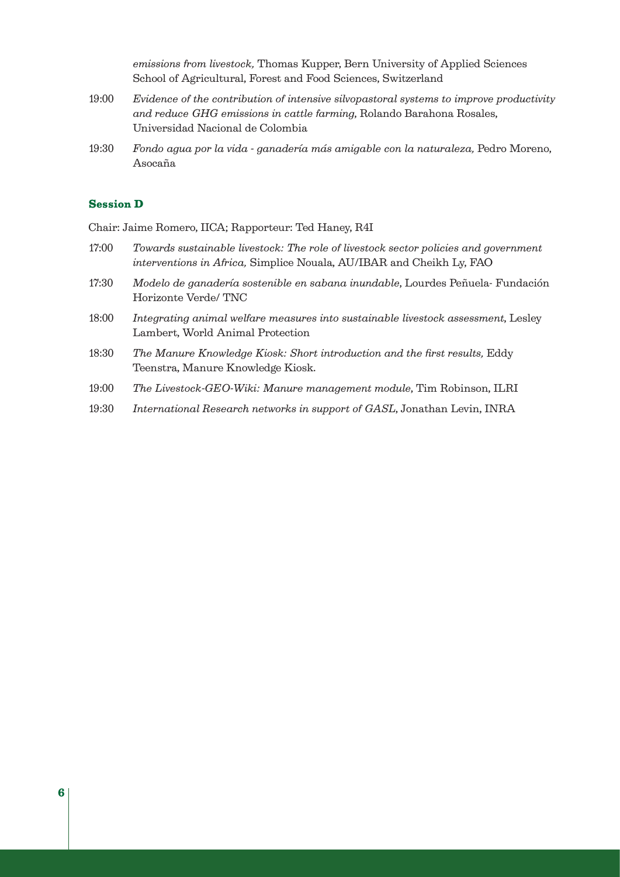*emissions from livestock,* Thomas Kupper, Bern University of Applied Sciences School of Agricultural, Forest and Food Sciences, Switzerland

19:00 *Evidence of the contribution of intensive silvopastoral systems to improve productivity and reduce GHG emissions in cattle farming*, Rolando Barahona Rosales, Universidad Nacional de Colombia

19:30 *Fondo agua por la vida - ganadería más amigable con la naturaleza,* Pedro Moreno, Asocaña

**Session D**

Chair: Jaime Romero, IICA; Rapporteur: Ted Haney, R4I

17:00 *Towards sustainable livestock: The role of livestock sector policies and government interventions in Africa,* Simplice Nouala, AU/IBAR and Cheikh Ly, FAO

17:30 *Modelo de ganadería sostenible en sabana inundable*, Lourdes Peñuela- Fundación Horizonte Verde/ TNC

18:00 *Integrating animal welfare measures into sustainable livestock assessment*, Lesley Lambert, World Animal Protection

18:30 *The Manure Knowledge Kiosk: Short introduction and the first results,* Eddy Teenstra, Manure Knowledge Kiosk.

19:00 *The Livestock-GEO-Wiki: Manure management module*, Tim Robinson, ILRI

19:30 *International Research networks in support of GASL,* Jonathan Levin, INRA